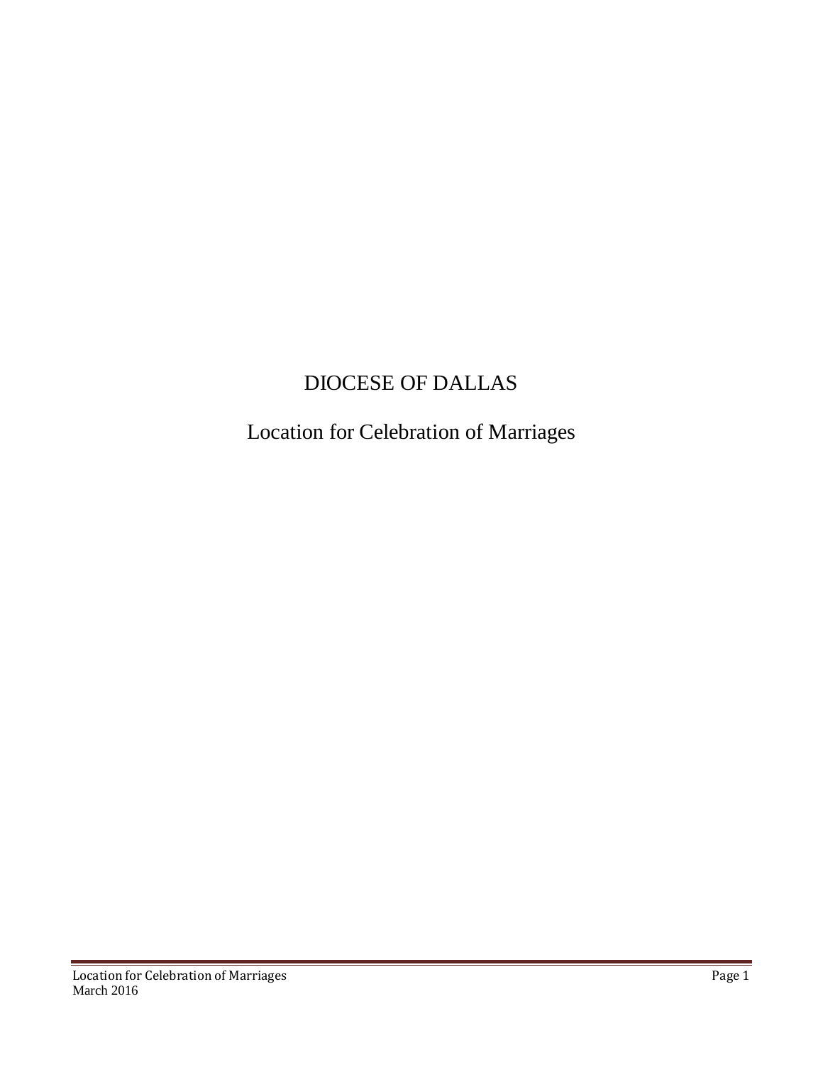# DIOCESE OF DALLAS

## Location for Celebration of Marriages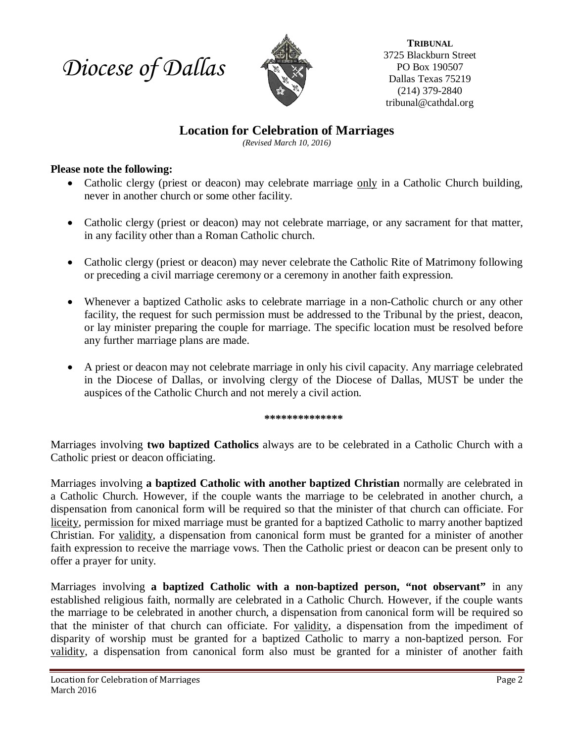*Diocese of Dallas*

**TRIBUNAL**
3725 Blackburn Street
PO Box 190507
Dallas Texas 75219
(214) 379-2840
tribunal@cathdal.org

## Location for Celebration of Marriages

*(Revised March 10, 2016)*

**Please note the following:**

- Catholic clergy (priest or deacon) may celebrate marriage only in a Catholic Church building, never in another church or some other facility.
- Catholic clergy (priest or deacon) may not celebrate marriage, or any sacrament for that matter, in any facility other than a Roman Catholic church.
- Catholic clergy (priest or deacon) may never celebrate the Catholic Rite of Matrimony following or preceding a civil marriage ceremony or a ceremony in another faith expression.
- Whenever a baptized Catholic asks to celebrate marriage in a non-Catholic church or any other facility, the request for such permission must be addressed to the Tribunal by the priest, deacon, or lay minister preparing the couple for marriage. The specific location must be resolved before any further marriage plans are made.
- A priest or deacon may not celebrate marriage in only his civil capacity. Any marriage celebrated in the Diocese of Dallas, or involving clergy of the Diocese of Dallas, MUST be under the auspices of the Catholic Church and not merely a civil action.

**************

Marriages involving **two baptized Catholics** always are to be celebrated in a Catholic Church with a Catholic priest or deacon officiating.

Marriages involving **a baptized Catholic with another baptized Christian** normally are celebrated in a Catholic Church. However, if the couple wants the marriage to be celebrated in another church, a dispensation from canonical form will be required so that the minister of that church can officiate. For liceity, permission for mixed marriage must be granted for a baptized Catholic to marry another baptized Christian. For validity, a dispensation from canonical form must be granted for a minister of another faith expression to receive the marriage vows. Then the Catholic priest or deacon can be present only to offer a prayer for unity.

Marriages involving **a baptized Catholic with a non-baptized person, "not observant"** in any established religious faith, normally are celebrated in a Catholic Church. However, if the couple wants the marriage to be celebrated in another church, a dispensation from canonical form will be required so that the minister of that church can officiate. For validity, a dispensation from the impediment of disparity of worship must be granted for a baptized Catholic to marry a non-baptized person. For validity, a dispensation from canonical form also must be granted for a minister of another faith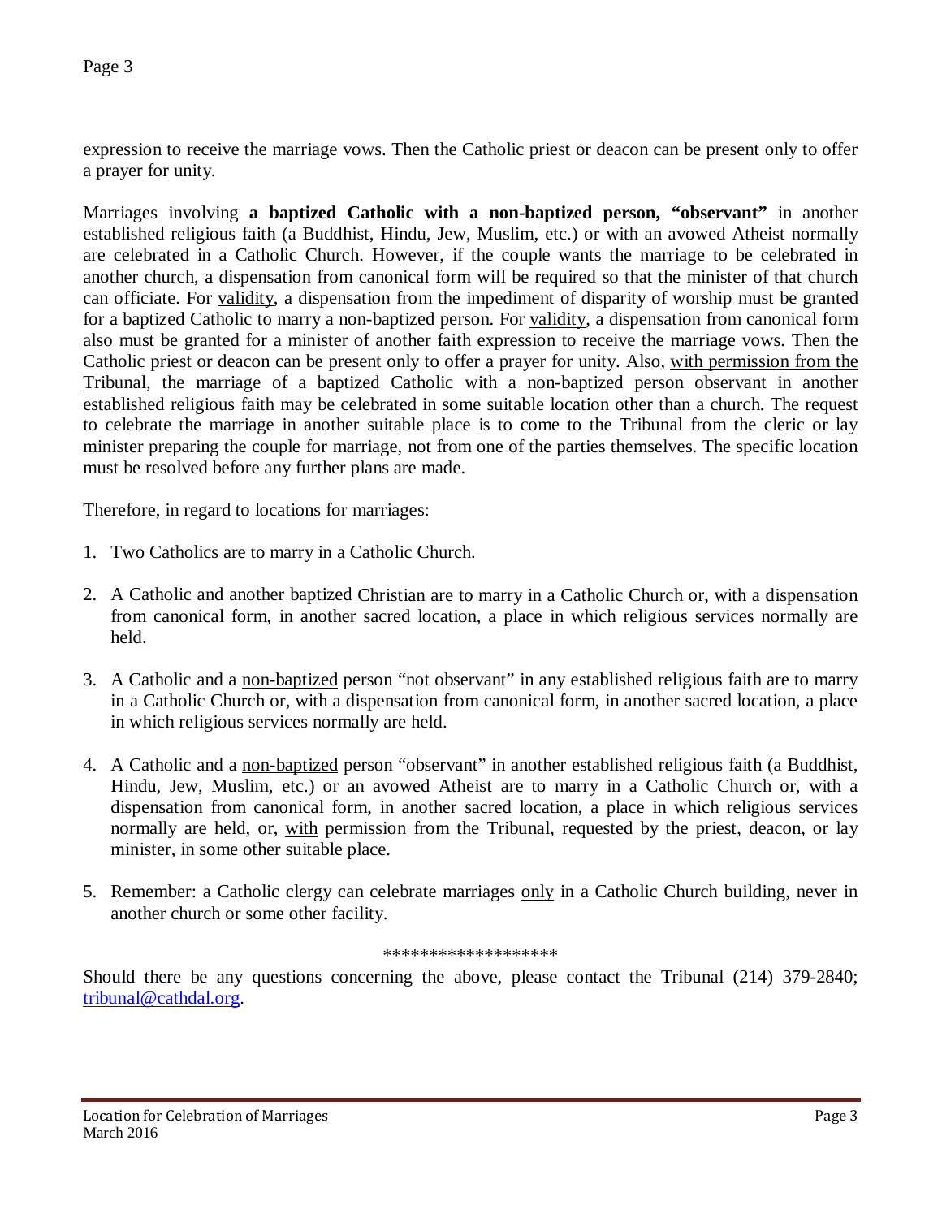expression to receive the marriage vows. Then the Catholic priest or deacon can be present only to offer a prayer for unity.

Marriages involving **a baptized Catholic with a non-baptized person, "observant"** in another established religious faith (a Buddhist, Hindu, Jew, Muslim, etc.) or with an avowed Atheist normally are celebrated in a Catholic Church. However, if the couple wants the marriage to be celebrated in another church, a dispensation from canonical form will be required so that the minister of that church can officiate. For validity, a dispensation from the impediment of disparity of worship must be granted for a baptized Catholic to marry a non-baptized person. For validity, a dispensation from canonical form also must be granted for a minister of another faith expression to receive the marriage vows. Then the Catholic priest or deacon can be present only to offer a prayer for unity. Also, with permission from the Tribunal, the marriage of a baptized Catholic with a non-baptized person observant in another established religious faith may be celebrated in some suitable location other than a church. The request to celebrate the marriage in another suitable place is to come to the Tribunal from the cleric or lay minister preparing the couple for marriage, not from one of the parties themselves. The specific location must be resolved before any further plans are made.

Therefore, in regard to locations for marriages:

1. Two Catholics are to marry in a Catholic Church.

2. A Catholic and another baptized Christian are to marry in a Catholic Church or, with a dispensation from canonical form, in another sacred location, a place in which religious services normally are held.

3. A Catholic and a non-baptized person "not observant" in any established religious faith are to marry in a Catholic Church or, with a dispensation from canonical form, in another sacred location, a place in which religious services normally are held.

4. A Catholic and a non-baptized person "observant" in another established religious faith (a Buddhist, Hindu, Jew, Muslim, etc.) or an avowed Atheist are to marry in a Catholic Church or, with a dispensation from canonical form, in another sacred location, a place in which religious services normally are held, or, with permission from the Tribunal, requested by the priest, deacon, or lay minister, in some other suitable place.

5. Remember: a Catholic clergy can celebrate marriages only in a Catholic Church building, never in another church or some other facility.

*******************

Should there be any questions concerning the above, please contact the Tribunal (214) 379-2840; tribunal@cathdal.org.